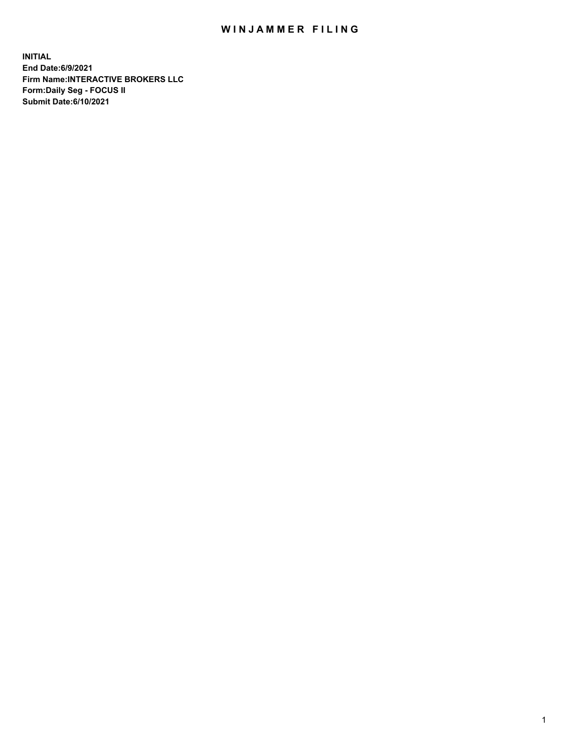# WINJAMMER FILING

**INITIAL**
**End Date:6/9/2021**
**Firm Name:INTERACTIVE BROKERS LLC**
**Form:Daily Seg - FOCUS II**
**Submit Date:6/10/2021**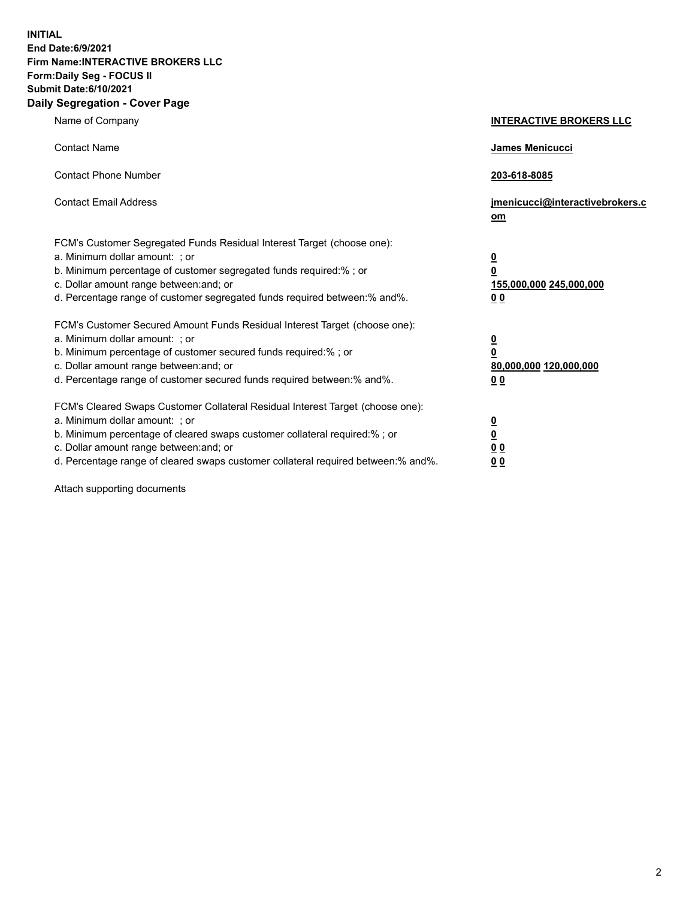**INITIAL**
**End Date:6/9/2021**
**Firm Name:INTERACTIVE BROKERS LLC**
**Form:Daily Seg - FOCUS II**
**Submit Date:6/10/2021**

## Daily Segregation - Cover Page

| | |
|---|---|
| Name of Company | **INTERACTIVE BROKERS LLC** |
| Contact Name | **James Menicucci** |
| Contact Phone Number | **203-618-8085** |
| Contact Email Address | **jmenicucci@interactivebrokers.com** |

| | |
|---|---|
| FCM's Customer Segregated Funds Residual Interest Target (choose one): | |
| a. Minimum dollar amount: ; or | **0** |
| b. Minimum percentage of customer segregated funds required:% ; or | **0** |
| c. Dollar amount range between:and; or | **155,000,000 245,000,000** |
| d. Percentage range of customer segregated funds required between:% and%. | **0 0** |
| FCM's Customer Secured Amount Funds Residual Interest Target (choose one): | |
| a. Minimum dollar amount: ; or | **0** |
| b. Minimum percentage of customer secured funds required:% ; or | **0** |
| c. Dollar amount range between:and; or | **80,000,000 120,000,000** |
| d. Percentage range of customer secured funds required between:% and%. | **0 0** |
| FCM's Cleared Swaps Customer Collateral Residual Interest Target (choose one): | |
| a. Minimum dollar amount: ; or | **0** |
| b. Minimum percentage of cleared swaps customer collateral required:% ; or | **0** |
| c. Dollar amount range between:and; or | **0 0** |
| d. Percentage range of cleared swaps customer collateral required between:% and%. | **0 0** |

Attach supporting documents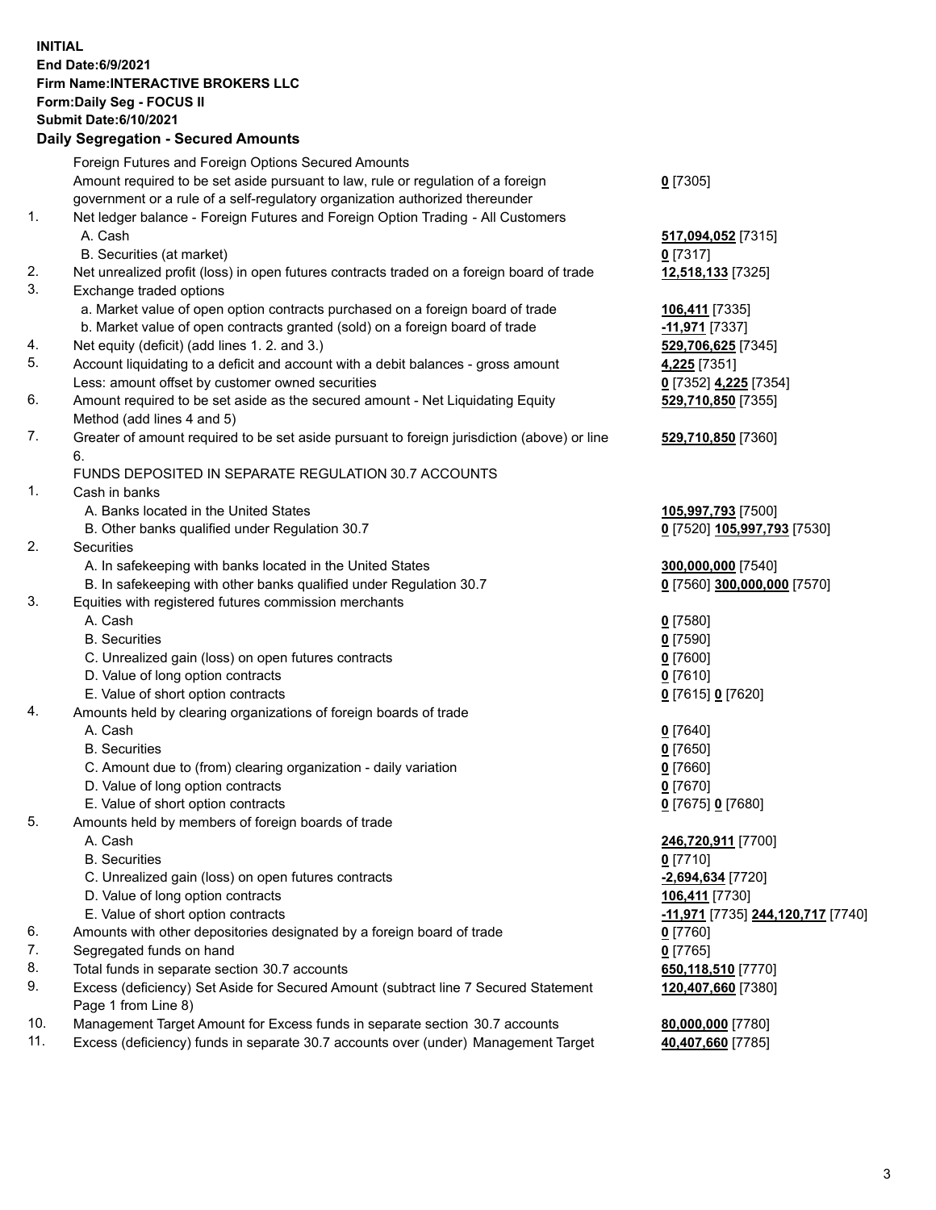**INITIAL**
**End Date:6/9/2021**
**Firm Name:INTERACTIVE BROKERS LLC**
**Form:Daily Seg - FOCUS II**
**Submit Date:6/10/2021**

### Daily Segregation - Secured Amounts

| | | |
|---|---|---|
| | Foreign Futures and Foreign Options Secured Amounts | |
| | Amount required to be set aside pursuant to law, rule or regulation of a foreign government or a rule of a self-regulatory organization authorized thereunder | **0** [7305] |
| 1. | Net ledger balance - Foreign Futures and Foreign Option Trading - All Customers | |
| | A. Cash | **517,094,052** [7315] |
| | B. Securities (at market) | **0** [7317] |
| 2. | Net unrealized profit (loss) in open futures contracts traded on a foreign board of trade | **12,518,133** [7325] |
| 3. | Exchange traded options | |
| | a. Market value of open option contracts purchased on a foreign board of trade | **106,411** [7335] |
| | b. Market value of open contracts granted (sold) on a foreign board of trade | **-11,971** [7337] |
| 4. | Net equity (deficit) (add lines 1. 2. and 3.) | **529,706,625** [7345] |
| 5. | Account liquidating to a deficit and account with a debit balances - gross amount | **4,225** [7351] |
| | Less: amount offset by customer owned securities | **0** [7352] **4,225** [7354] |
| 6. | Amount required to be set aside as the secured amount - Net Liquidating Equity Method (add lines 4 and 5) | **529,710,850** [7355] |
| 7. | Greater of amount required to be set aside pursuant to foreign jurisdiction (above) or line 6. | **529,710,850** [7360] |
| | FUNDS DEPOSITED IN SEPARATE REGULATION 30.7 ACCOUNTS | |
| 1. | Cash in banks | |
| | A. Banks located in the United States | **105,997,793** [7500] |
| | B. Other banks qualified under Regulation 30.7 | **0** [7520] **105,997,793** [7530] |
| 2. | Securities | |
| | A. In safekeeping with banks located in the United States | **300,000,000** [7540] |
| | B. In safekeeping with other banks qualified under Regulation 30.7 | **0** [7560] **300,000,000** [7570] |
| 3. | Equities with registered futures commission merchants | |
| | A. Cash | **0** [7580] |
| | B. Securities | **0** [7590] |
| | C. Unrealized gain (loss) on open futures contracts | **0** [7600] |
| | D. Value of long option contracts | **0** [7610] |
| | E. Value of short option contracts | **0** [7615] **0** [7620] |
| 4. | Amounts held by clearing organizations of foreign boards of trade | |
| | A. Cash | **0** [7640] |
| | B. Securities | **0** [7650] |
| | C. Amount due to (from) clearing organization - daily variation | **0** [7660] |
| | D. Value of long option contracts | **0** [7670] |
| | E. Value of short option contracts | **0** [7675] **0** [7680] |
| 5. | Amounts held by members of foreign boards of trade | |
| | A. Cash | **246,720,911** [7700] |
| | B. Securities | **0** [7710] |
| | C. Unrealized gain (loss) on open futures contracts | **-2,694,634** [7720] |
| | D. Value of long option contracts | **106,411** [7730] |
| | E. Value of short option contracts | **-11,971** [7735] **244,120,717** [7740] |
| 6. | Amounts with other depositories designated by a foreign board of trade | **0** [7760] |
| 7. | Segregated funds on hand | **0** [7765] |
| 8. | Total funds in separate section 30.7 accounts | **650,118,510** [7770] |
| 9. | Excess (deficiency) Set Aside for Secured Amount (subtract line 7 Secured Statement Page 1 from Line 8) | **120,407,660** [7380] |
| 10. | Management Target Amount for Excess funds in separate section 30.7 accounts | **80,000,000** [7780] |
| 11. | Excess (deficiency) funds in separate 30.7 accounts over (under) Management Target | **40,407,660** [7785] |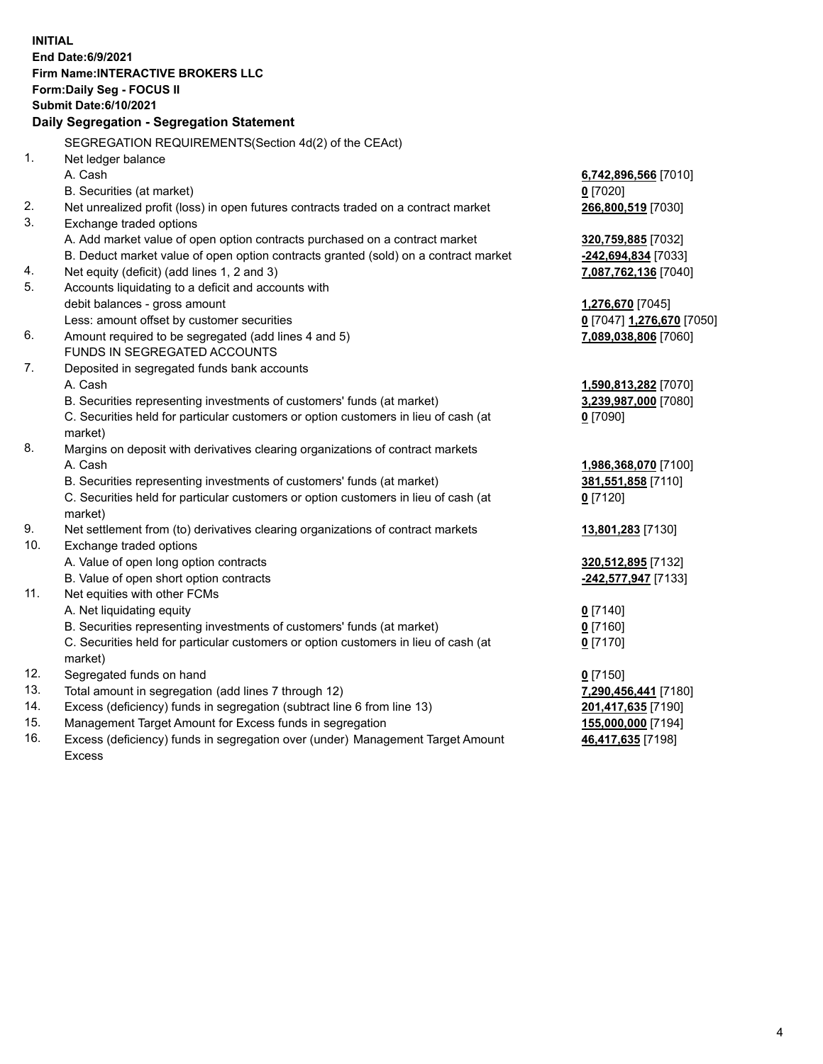**INITIAL**
**End Date:6/9/2021**
**Firm Name:INTERACTIVE BROKERS LLC**
**Form:Daily Seg - FOCUS II**
**Submit Date:6/10/2021**

**Daily Segregation - Segregation Statement**

| | SEGREGATION REQUIREMENTS(Section 4d(2) of the CEAct) | |
|---|---|---|
| 1. | Net ledger balance | |
| | A. Cash | **6,742,896,566** [7010] |
| | B. Securities (at market) | **0** [7020] |
| 2. | Net unrealized profit (loss) in open futures contracts traded on a contract market | **266,800,519** [7030] |
| 3. | Exchange traded options | |
| | A. Add market value of open option contracts purchased on a contract market | **320,759,885** [7032] |
| | B. Deduct market value of open option contracts granted (sold) on a contract market | **-242,694,834** [7033] |
| 4. | Net equity (deficit) (add lines 1, 2 and 3) | **7,087,762,136** [7040] |
| 5. | Accounts liquidating to a deficit and accounts with | |
| | debit balances - gross amount | **1,276,670** [7045] |
| | Less: amount offset by customer securities | **0** [7047] **1,276,670** [7050] |
| 6. | Amount required to be segregated (add lines 4 and 5) | **7,089,038,806** [7060] |
| | FUNDS IN SEGREGATED ACCOUNTS | |
| 7. | Deposited in segregated funds bank accounts | |
| | A. Cash | **1,590,813,282** [7070] |
| | B. Securities representing investments of customers' funds (at market) | **3,239,987,000** [7080] |
| | C. Securities held for particular customers or option customers in lieu of cash (at market) | **0** [7090] |
| 8. | Margins on deposit with derivatives clearing organizations of contract markets | |
| | A. Cash | **1,986,368,070** [7100] |
| | B. Securities representing investments of customers' funds (at market) | **381,551,858** [7110] |
| | C. Securities held for particular customers or option customers in lieu of cash (at market) | **0** [7120] |
| 9. | Net settlement from (to) derivatives clearing organizations of contract markets | **13,801,283** [7130] |
| 10. | Exchange traded options | |
| | A. Value of open long option contracts | **320,512,895** [7132] |
| | B. Value of open short option contracts | **-242,577,947** [7133] |
| 11. | Net equities with other FCMs | |
| | A. Net liquidating equity | **0** [7140] |
| | B. Securities representing investments of customers' funds (at market) | **0** [7160] |
| | C. Securities held for particular customers or option customers in lieu of cash (at market) | **0** [7170] |
| 12. | Segregated funds on hand | **0** [7150] |
| 13. | Total amount in segregation (add lines 7 through 12) | **7,290,456,441** [7180] |
| 14. | Excess (deficiency) funds in segregation (subtract line 6 from line 13) | **201,417,635** [7190] |
| 15. | Management Target Amount for Excess funds in segregation | **155,000,000** [7194] |
| 16. | Excess (deficiency) funds in segregation over (under) Management Target Amount Excess | **46,417,635** [7198] |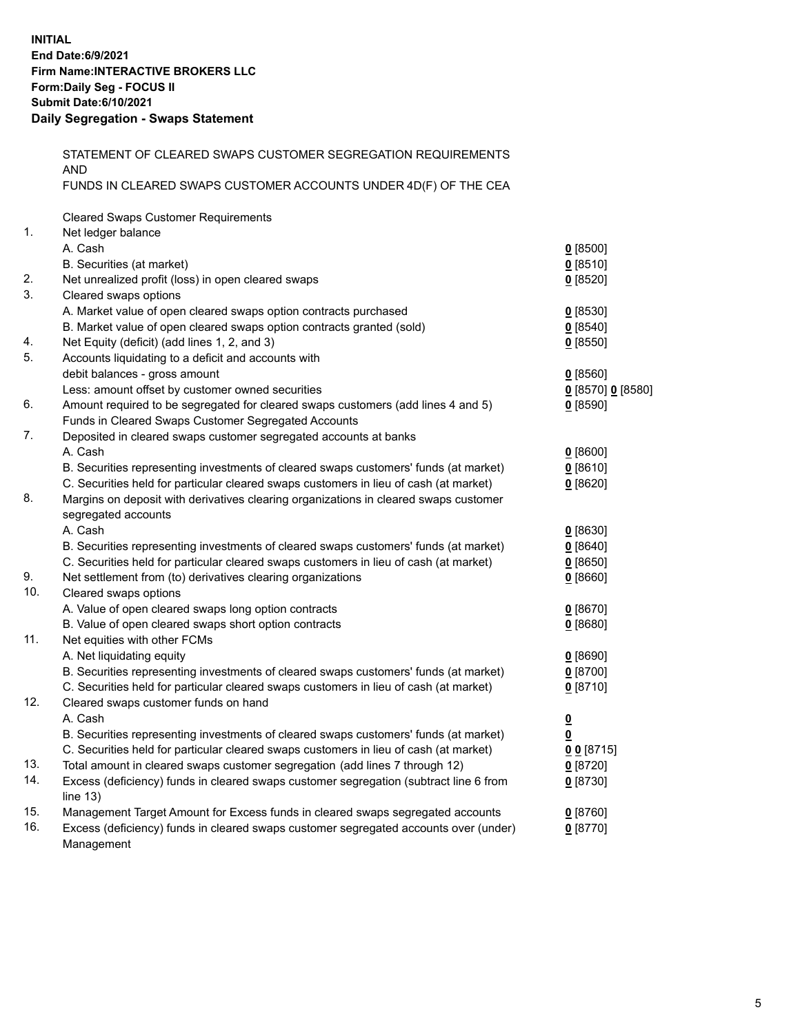**INITIAL**
**End Date:6/9/2021**
**Firm Name:INTERACTIVE BROKERS LLC**
**Form:Daily Seg - FOCUS II**
**Submit Date:6/10/2021**
**Daily Segregation - Swaps Statement**

STATEMENT OF CLEARED SWAPS CUSTOMER SEGREGATION REQUIREMENTS AND FUNDS IN CLEARED SWAPS CUSTOMER ACCOUNTS UNDER 4D(F) OF THE CEA

| | | |
|---|---|---|
| | Cleared Swaps Customer Requirements | |
| 1. | Net ledger balance | |
| | A. Cash | 0 [8500] |
| | B. Securities (at market) | 0 [8510] |
| 2. | Net unrealized profit (loss) in open cleared swaps | 0 [8520] |
| 3. | Cleared swaps options | |
| | A. Market value of open cleared swaps option contracts purchased | 0 [8530] |
| | B. Market value of open cleared swaps option contracts granted (sold) | 0 [8540] |
| 4. | Net Equity (deficit) (add lines 1, 2, and 3) | 0 [8550] |
| 5. | Accounts liquidating to a deficit and accounts with debit balances - gross amount | 0 [8560] |
| | Less: amount offset by customer owned securities | 0 [8570] 0 [8580] |
| 6. | Amount required to be segregated for cleared swaps customers (add lines 4 and 5) | 0 [8590] |
| | Funds in Cleared Swaps Customer Segregated Accounts | |
| 7. | Deposited in cleared swaps customer segregated accounts at banks | |
| | A. Cash | 0 [8600] |
| | B. Securities representing investments of cleared swaps customers' funds (at market) | 0 [8610] |
| | C. Securities held for particular cleared swaps customers in lieu of cash (at market) | 0 [8620] |
| 8. | Margins on deposit with derivatives clearing organizations in cleared swaps customer segregated accounts | |
| | A. Cash | 0 [8630] |
| | B. Securities representing investments of cleared swaps customers' funds (at market) | 0 [8640] |
| | C. Securities held for particular cleared swaps customers in lieu of cash (at market) | 0 [8650] |
| 9. | Net settlement from (to) derivatives clearing organizations | 0 [8660] |
| 10. | Cleared swaps options | |
| | A. Value of open cleared swaps long option contracts | 0 [8670] |
| | B. Value of open cleared swaps short option contracts | 0 [8680] |
| 11. | Net equities with other FCMs | |
| | A. Net liquidating equity | 0 [8690] |
| | B. Securities representing investments of cleared swaps customers' funds (at market) | 0 [8700] |
| | C. Securities held for particular cleared swaps customers in lieu of cash (at market) | 0 [8710] |
| 12. | Cleared swaps customer funds on hand | |
| | A. Cash | 0 |
| | B. Securities representing investments of cleared swaps customers' funds (at market) | 0 |
| | C. Securities held for particular cleared swaps customers in lieu of cash (at market) | 0 0 [8715] |
| 13. | Total amount in cleared swaps customer segregation (add lines 7 through 12) | 0 [8720] |
| 14. | Excess (deficiency) funds in cleared swaps customer segregation (subtract line 6 from line 13) | 0 [8730] |
| 15. | Management Target Amount for Excess funds in cleared swaps segregated accounts | 0 [8760] |
| 16. | Excess (deficiency) funds in cleared swaps customer segregated accounts over (under) Management | 0 [8770] |